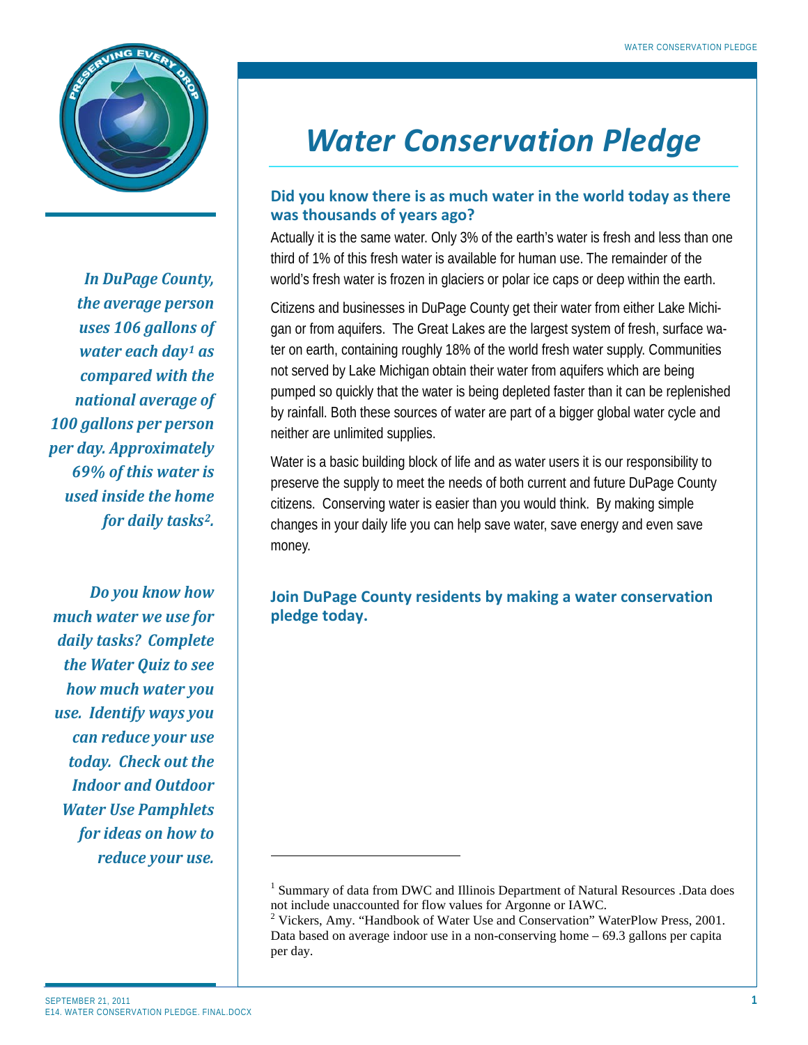# Water Conservation Pledge

*In DuPage County, the average person uses 106 gallons of water each day[1] as compared with the national average of 100 gallons per person per day. Approximately 69% of this water is used inside the home for daily tasks[2].*

*Do you know how much water we use for daily tasks? Complete the Water Quiz to see how much water you use. Identify ways you can reduce your use today. Check out the Indoor and Outdoor Water Use Pamphlets for ideas on how to reduce your use.*

## Did you know there is as much water in the world today as there was thousands of years ago?

Actually it is the same water. Only 3% of the earth's water is fresh and less than one third of 1% of this fresh water is available for human use. The remainder of the world's fresh water is frozen in glaciers or polar ice caps or deep within the earth.

Citizens and businesses in DuPage County get their water from either Lake Michigan or from aquifers. The Great Lakes are the largest system of fresh, surface water on earth, containing roughly 18% of the world fresh water supply. Communities not served by Lake Michigan obtain their water from aquifers which are being pumped so quickly that the water is being depleted faster than it can be replenished by rainfall. Both these sources of water are part of a bigger global water cycle and neither are unlimited supplies.

Water is a basic building block of life and as water users it is our responsibility to preserve the supply to meet the needs of both current and future DuPage County citizens. Conserving water is easier than you would think. By making simple changes in your daily life you can help save water, save energy and even save money.

## Join DuPage County residents by making a water conservation pledge today.

---

[1] Summary of data from DWC and Illinois Department of Natural Resources .Data does not include unaccounted for flow values for Argonne or IAWC.

[2] Vickers, Amy. "Handbook of Water Use and Conservation" WaterPlow Press, 2001. Data based on average indoor use in a non-conserving home – 69.3 gallons per capita per day.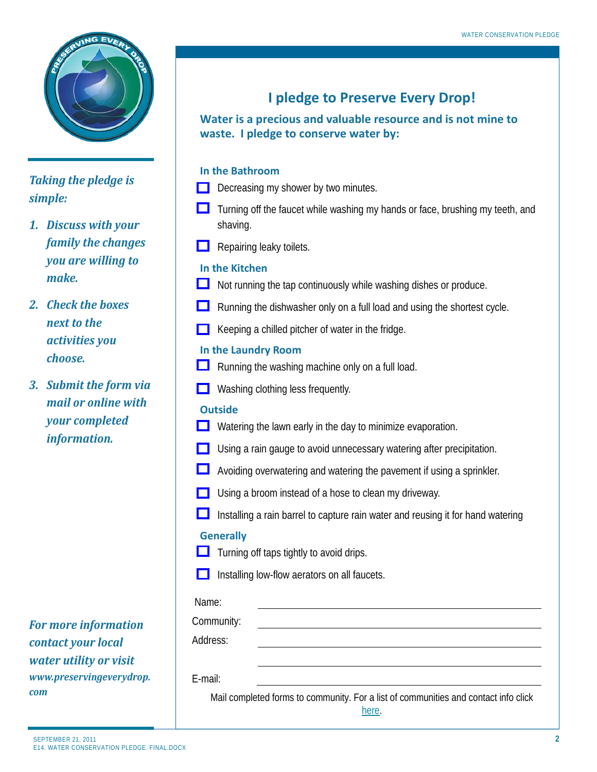*Taking the pledge is simple:*

1. ***Discuss with your family the changes you are willing to make.***
2. ***Check the boxes next to the activities you choose.***
3. ***Submit the form via mail or online with your completed information.***

***For more information contact your local water utility or visit www.preservingeverydrop.com***

# I pledge to Preserve Every Drop!

**Water is a precious and valuable resource and is not mine to waste. I pledge to conserve water by:**

### In the Bathroom

- ☐ Decreasing my shower by two minutes.
- ☐ Turning off the faucet while washing my hands or face, brushing my teeth, and shaving.
- ☐ Repairing leaky toilets.

### In the Kitchen

- ☐ Not running the tap continuously while washing dishes or produce.
- ☐ Running the dishwasher only on a full load and using the shortest cycle.
- ☐ Keeping a chilled pitcher of water in the fridge.

### In the Laundry Room

- ☐ Running the washing machine only on a full load.
- ☐ Washing clothing less frequently.

### Outside

- ☐ Watering the lawn early in the day to minimize evaporation.
- ☐ Using a rain gauge to avoid unnecessary watering after precipitation.
- ☐ Avoiding overwatering and watering the pavement if using a sprinkler.
- ☐ Using a broom instead of a hose to clean my driveway.
- ☐ Installing a rain barrel to capture rain water and reusing it for hand watering

### Generally

- ☐ Turning off taps tightly to avoid drips.
- ☐ Installing low-flow aerators on all faucets.

Name: ______________________________

Community: ______________________________

Address: ______________________________

______________________________

E-mail: ______________________________

Mail completed forms to community. For a list of communities and contact info click here.

SEPTEMBER 21, 2011
E14. WATER CONSERVATION PLEDGE. FINAL.DOCX